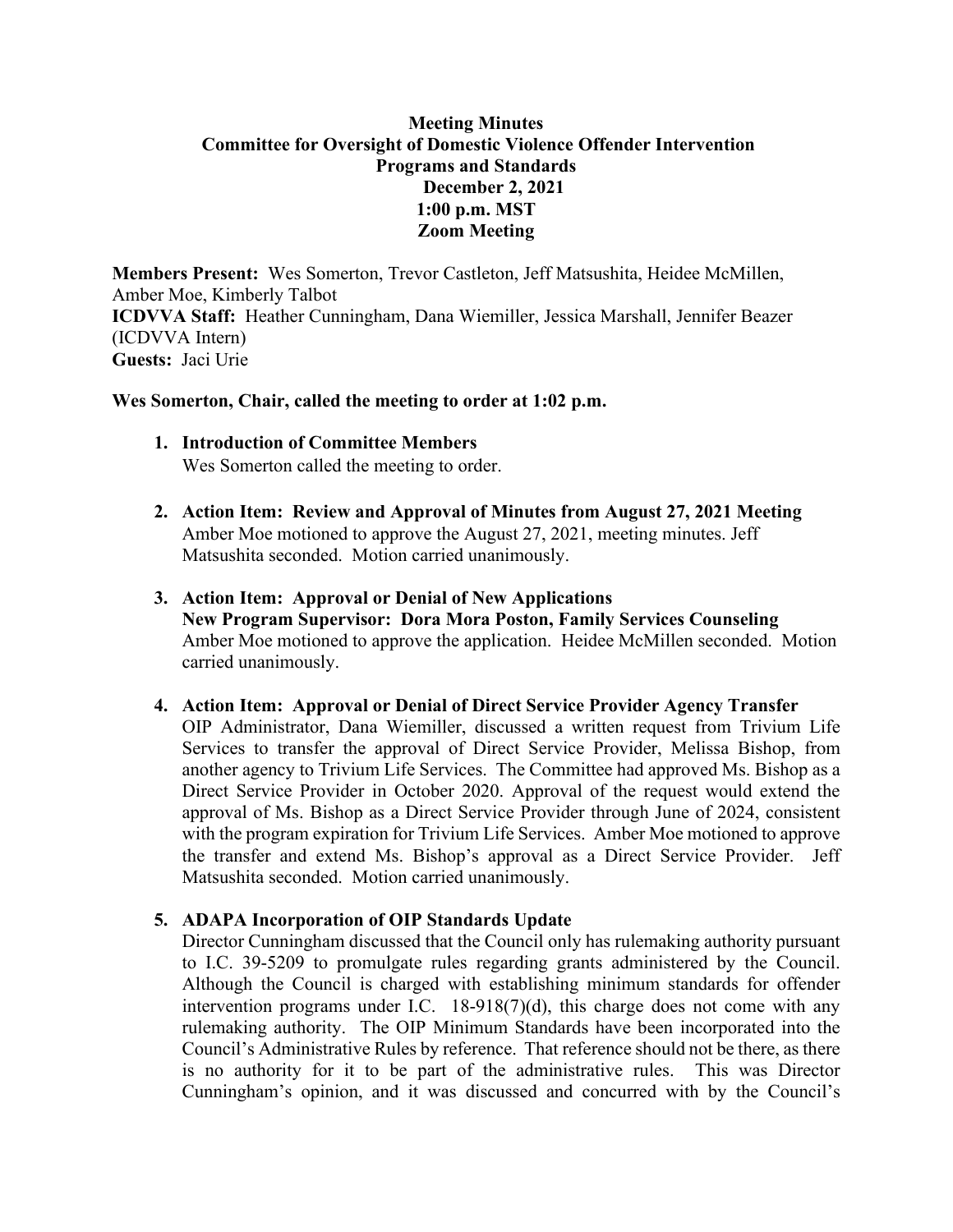**Meeting Minutes**
**Committee for Oversight of Domestic Violence Offender Intervention Programs and Standards**
**December 2, 2021**
**1:00 p.m. MST**
**Zoom Meeting**

**Members Present:** Wes Somerton, Trevor Castleton, Jeff Matsushita, Heidee McMillen, Amber Moe, Kimberly Talbot
**ICDVVA Staff:** Heather Cunningham, Dana Wiemiller, Jessica Marshall, Jennifer Beazer (ICDVVA Intern)
**Guests:** Jaci Urie

**Wes Somerton, Chair, called the meeting to order at 1:02 p.m.**

1. **Introduction of Committee Members**
   Wes Somerton called the meeting to order.

2. **Action Item: Review and Approval of Minutes from August 27, 2021 Meeting**
   Amber Moe motioned to approve the August 27, 2021, meeting minutes. Jeff Matsushita seconded. Motion carried unanimously.

3. **Action Item: Approval or Denial of New Applications**
   **New Program Supervisor: Dora Mora Poston, Family Services Counseling**
   Amber Moe motioned to approve the application. Heidee McMillen seconded. Motion carried unanimously.

4. **Action Item: Approval or Denial of Direct Service Provider Agency Transfer**
   OIP Administrator, Dana Wiemiller, discussed a written request from Trivium Life Services to transfer the approval of Direct Service Provider, Melissa Bishop, from another agency to Trivium Life Services. The Committee had approved Ms. Bishop as a Direct Service Provider in October 2020. Approval of the request would extend the approval of Ms. Bishop as a Direct Service Provider through June of 2024, consistent with the program expiration for Trivium Life Services. Amber Moe motioned to approve the transfer and extend Ms. Bishop's approval as a Direct Service Provider. Jeff Matsushita seconded. Motion carried unanimously.

5. **ADAPA Incorporation of OIP Standards Update**
   Director Cunningham discussed that the Council only has rulemaking authority pursuant to I.C. 39-5209 to promulgate rules regarding grants administered by the Council. Although the Council is charged with establishing minimum standards for offender intervention programs under I.C. 18-918(7)(d), this charge does not come with any rulemaking authority. The OIP Minimum Standards have been incorporated into the Council's Administrative Rules by reference. That reference should not be there, as there is no authority for it to be part of the administrative rules. This was Director Cunningham's opinion, and it was discussed and concurred with by the Council's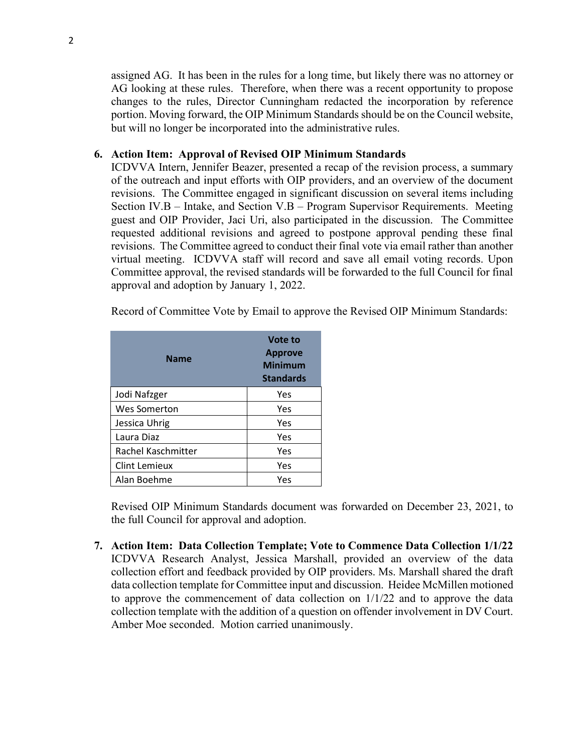assigned AG. It has been in the rules for a long time, but likely there was no attorney or AG looking at these rules. Therefore, when there was a recent opportunity to propose changes to the rules, Director Cunningham redacted the incorporation by reference portion. Moving forward, the OIP Minimum Standards should be on the Council website, but will no longer be incorporated into the administrative rules.

6. **Action Item: Approval of Revised OIP Minimum Standards**
   ICDVVA Intern, Jennifer Beazer, presented a recap of the revision process, a summary of the outreach and input efforts with OIP providers, and an overview of the document revisions. The Committee engaged in significant discussion on several items including Section IV.B – Intake, and Section V.B – Program Supervisor Requirements. Meeting guest and OIP Provider, Jaci Uri, also participated in the discussion. The Committee requested additional revisions and agreed to postpone approval pending these final revisions. The Committee agreed to conduct their final vote via email rather than another virtual meeting. ICDVVA staff will record and save all email voting records. Upon Committee approval, the revised standards will be forwarded to the full Council for final approval and adoption by January 1, 2022.

   Record of Committee Vote by Email to approve the Revised OIP Minimum Standards:

   | Name | Vote to Approve Minimum Standards |
   | --- | --- |
   | Jodi Nafzger | Yes |
   | Wes Somerton | Yes |
   | Jessica Uhrig | Yes |
   | Laura Diaz | Yes |
   | Rachel Kaschmitter | Yes |
   | Clint Lemieux | Yes |
   | Alan Boehme | Yes |

   Revised OIP Minimum Standards document was forwarded on December 23, 2021, to the full Council for approval and adoption.

7. **Action Item: Data Collection Template; Vote to Commence Data Collection 1/1/22**
   ICDVVA Research Analyst, Jessica Marshall, provided an overview of the data collection effort and feedback provided by OIP providers. Ms. Marshall shared the draft data collection template for Committee input and discussion. Heidee McMillen motioned to approve the commencement of data collection on 1/1/22 and to approve the data collection template with the addition of a question on offender involvement in DV Court. Amber Moe seconded. Motion carried unanimously.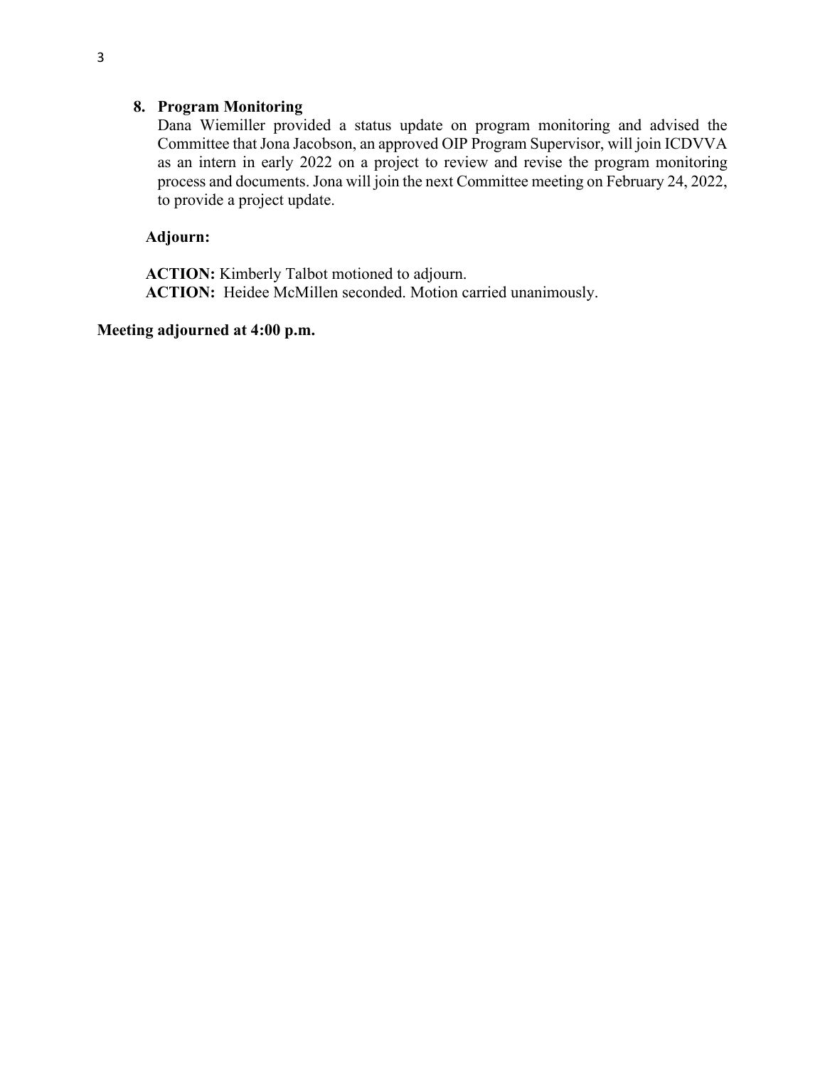8. **Program Monitoring**

   Dana Wiemiller provided a status update on program monitoring and advised the Committee that Jona Jacobson, an approved OIP Program Supervisor, will join ICDVVA as an intern in early 2022 on a project to review and revise the program monitoring process and documents. Jona will join the next Committee meeting on February 24, 2022, to provide a project update.

**Adjourn:**

**ACTION:** Kimberly Talbot motioned to adjourn.
**ACTION:** Heidee McMillen seconded. Motion carried unanimously.

**Meeting adjourned at 4:00 p.m.**